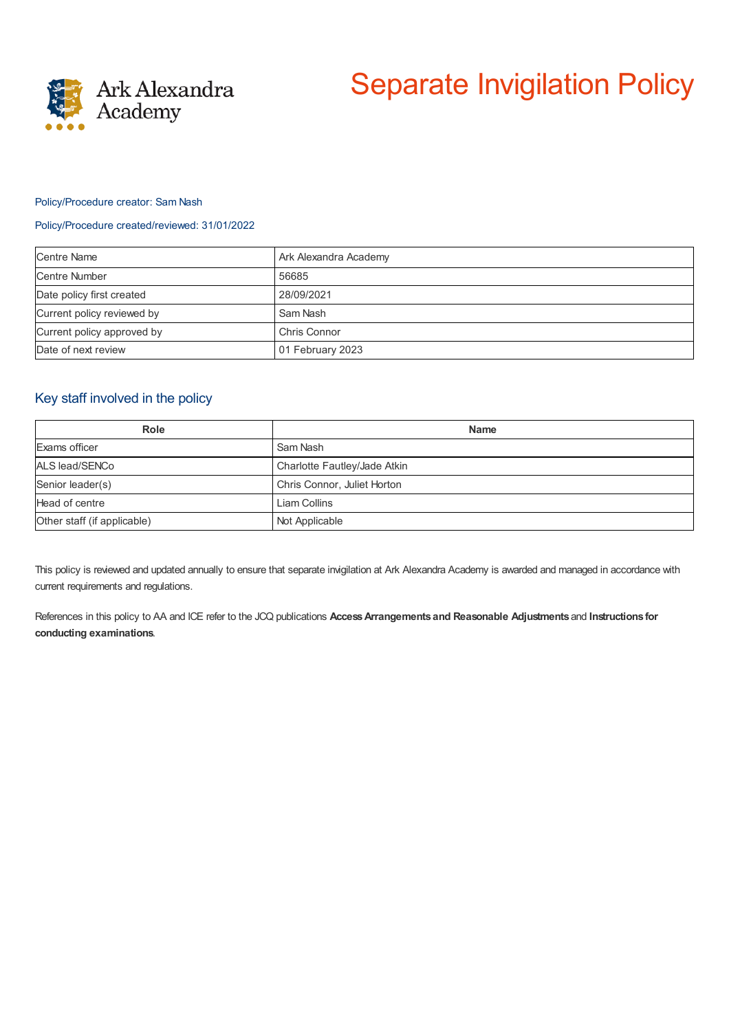Ark Alexandra Academy

# Separate Invigilation Policy

Policy/Procedure creator: Sam Nash

Policy/Procedure created/reviewed: 31/01/2022

| | |
|---|---|
| Centre Name | Ark Alexandra Academy |
| Centre Number | 56685 |
| Date policy first created | 28/09/2021 |
| Current policy reviewed by | Sam Nash |
| Current policy approved by | Chris Connor |
| Date of next review | 01 February 2023 |

## Key staff involved in the policy

| Role | Name |
|---|---|
| Exams officer | Sam Nash |
| ALS lead/SENCo | Charlotte Fautley/Jade Atkin |
| Senior leader(s) | Chris Connor, Juliet Horton |
| Head of centre | Liam Collins |
| Other staff (if applicable) | Not Applicable |

This policy is reviewed and updated annually to ensure that separate invigilation at Ark Alexandra Academy is awarded and managed in accordance with current requirements and regulations.

References in this policy to AA and ICE refer to the JCQ publications **Access Arrangements and Reasonable Adjustments** and **Instructions for conducting examinations**.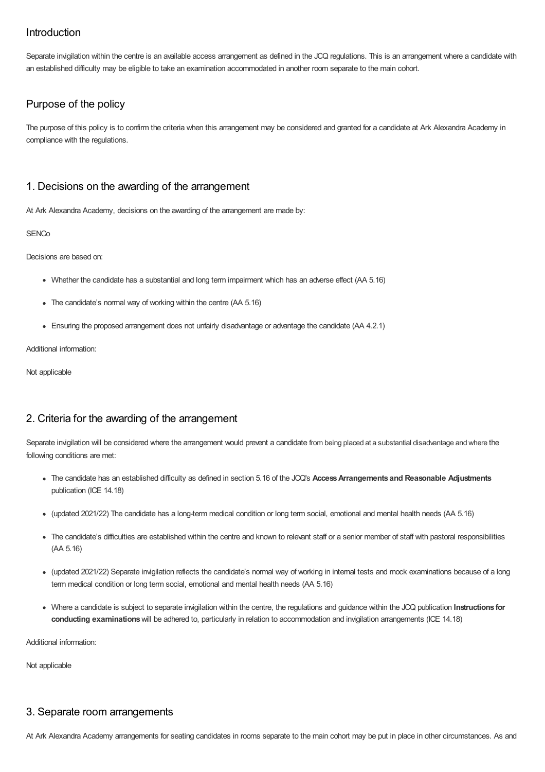## Introduction

Separate invigilation within the centre is an available access arrangement as defined in the JCQ regulations. This is an arrangement where a candidate with an established difficulty may be eligible to take an examination accommodated in another room separate to the main cohort.

## Purpose of the policy

The purpose of this policy is to confirm the criteria when this arrangement may be considered and granted for a candidate at Ark Alexandra Academy in compliance with the regulations.

## 1. Decisions on the awarding of the arrangement

At Ark Alexandra Academy, decisions on the awarding of the arrangement are made by:

SENCo

Decisions are based on:

- Whether the candidate has a substantial and long term impairment which has an adverse effect (AA 5.16)
- The candidate's normal way of working within the centre (AA 5.16)
- Ensuring the proposed arrangement does not unfairly disadvantage or advantage the candidate (AA 4.2.1)

Additional information:

Not applicable

## 2. Criteria for the awarding of the arrangement

Separate invigilation will be considered where the arrangement would prevent a candidate from being placed at a substantial disadvantage and where the following conditions are met:

- The candidate has an established difficulty as defined in section 5.16 of the JCQ's **Access Arrangements and Reasonable Adjustments** publication (ICE 14.18)
- (updated 2021/22) The candidate has a long-term medical condition or long term social, emotional and mental health needs (AA 5.16)
- The candidate's difficulties are established within the centre and known to relevant staff or a senior member of staff with pastoral responsibilities (AA 5.16)
- (updated 2021/22) Separate invigilation reflects the candidate's normal way of working in internal tests and mock examinations because of a long term medical condition or long term social, emotional and mental health needs (AA 5.16)
- Where a candidate is subject to separate invigilation within the centre, the regulations and guidance within the JCQ publication **Instructions for conducting examinations** will be adhered to, particularly in relation to accommodation and invigilation arrangements (ICE 14.18)

Additional information:

Not applicable

## 3. Separate room arrangements

At Ark Alexandra Academy arrangements for seating candidates in rooms separate to the main cohort may be put in place in other circumstances. As and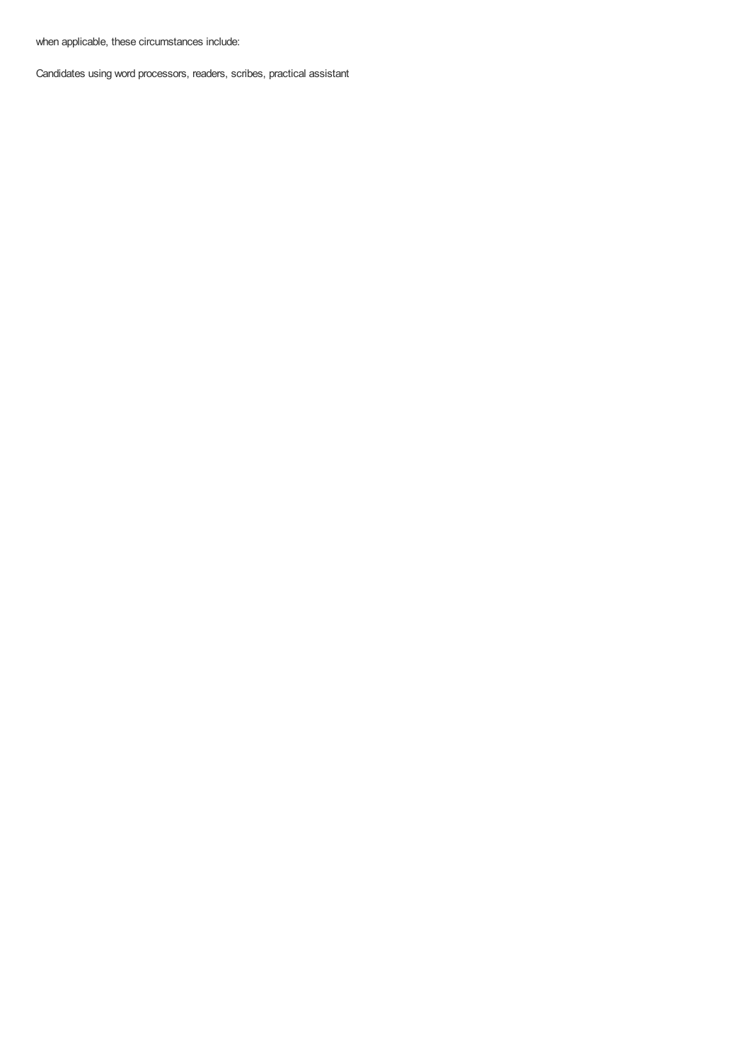when applicable, these circumstances include:

Candidates using word processors, readers, scribes, practical assistant